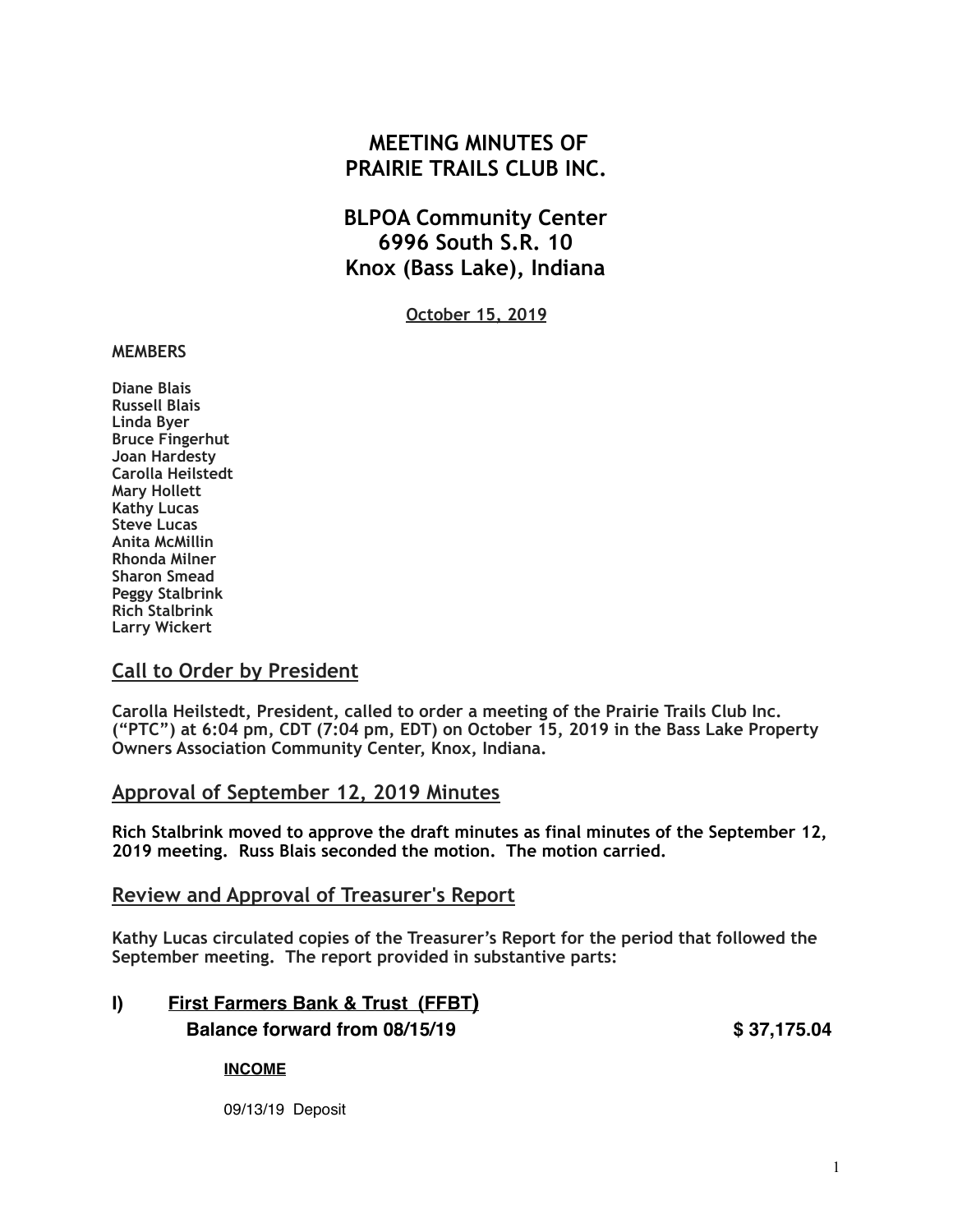# MEETING MINUTES OF PRAIRIE TRAILS CLUB INC.

## BLPOA Community Center
## 6996 South S.R. 10
## Knox (Bass Lake), Indiana

**October 15, 2019**

**MEMBERS**

**Diane Blais**
**Russell Blais**
**Linda Byer**
**Bruce Fingerhut**
**Joan Hardesty**
**Carolla Heilstedt**
**Mary Hollett**
**Kathy Lucas**
**Steve Lucas**
**Anita McMillin**
**Rhonda Milner**
**Sharon Smead**
**Peggy Stalbrink**
**Rich Stalbrink**
**Larry Wickert**

## Call to Order by President

**Carolla Heilstedt, President, called to order a meeting of the Prairie Trails Club Inc. ("PTC") at 6:04 pm, CDT (7:04 pm, EDT) on October 15, 2019 in the Bass Lake Property Owners Association Community Center, Knox, Indiana.**

## Approval of September 12, 2019 Minutes

**Rich Stalbrink moved to approve the draft minutes as final minutes of the September 12, 2019 meeting. Russ Blais seconded the motion. The motion carried.**

## Review and Approval of Treasurer's Report

**Kathy Lucas circulated copies of the Treasurer's Report for the period that followed the September meeting. The report provided in substantive parts:**

### I) First Farmers Bank & Trust (FFBT)

**Balance forward from 08/15/19 $ 37,175.04**

**INCOME**

09/13/19 Deposit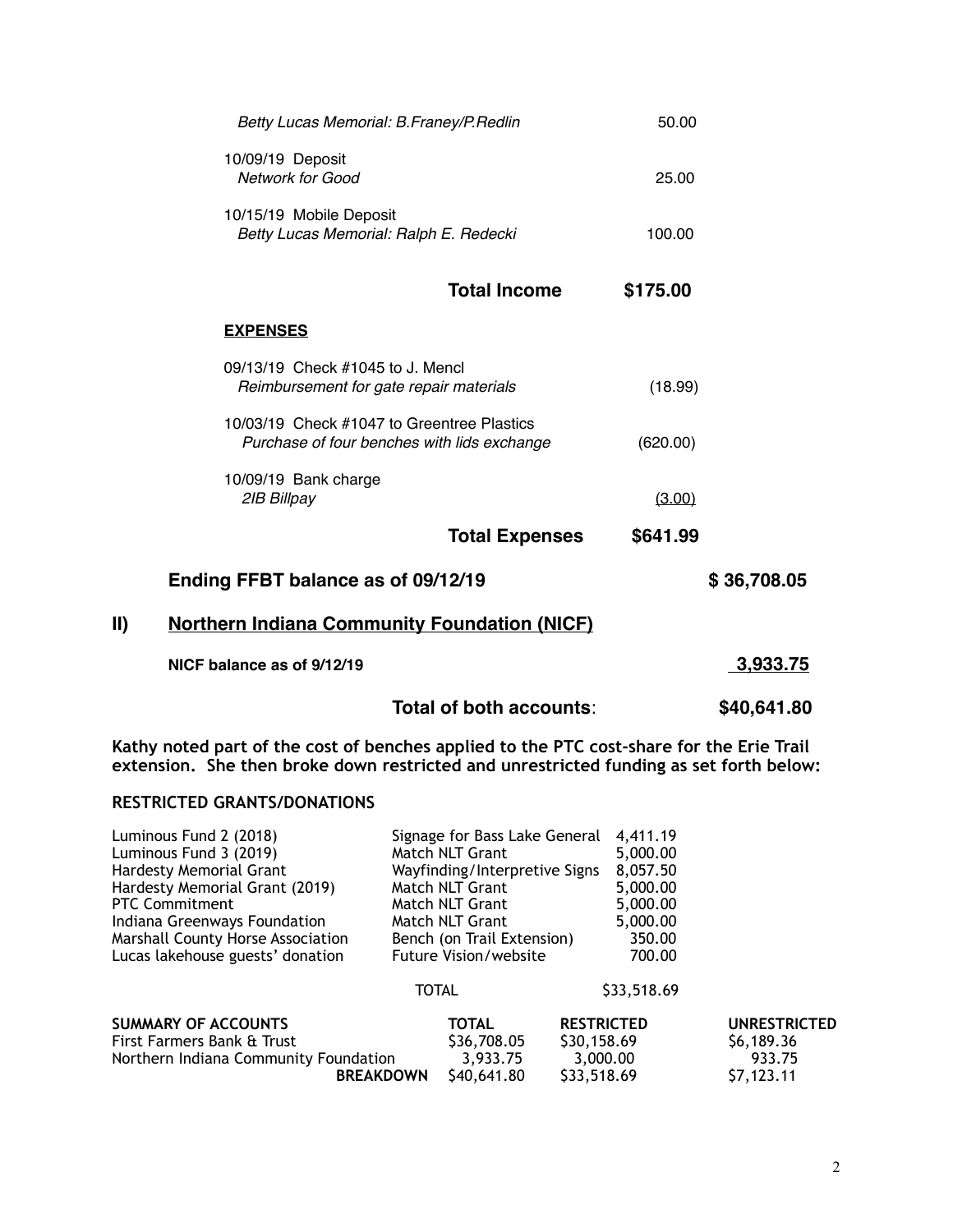*Betty Lucas Memorial: B.Franey/P.Redlin* 50.00

10/09/19 Deposit
*Network for Good* 25.00

10/15/19 Mobile Deposit
*Betty Lucas Memorial: Ralph E. Redecki* 100.00

**Total Income** **$175.00**

**EXPENSES**

09/13/19 Check #1045 to J. Mencl
*Reimbursement for gate repair materials* (18.99)

10/03/19 Check #1047 to Greentree Plastics
*Purchase of four benches with lids exchange* (620.00)

10/09/19 Bank charge
*2IB Billpay* (3.00)

**Total Expenses** **$641.99**

**Ending FFBT balance as of 09/12/19** **$ 36,708.05**

## II) Northern Indiana Community Foundation (NICF)

**NICF balance as of 9/12/19** **3,933.75**

**Total of both accounts**: **$40,641.80**

**Kathy noted part of the cost of benches applied to the PTC cost-share for the Erie Trail extension. She then broke down restricted and unrestricted funding as set forth below:**

**RESTRICTED GRANTS/DONATIONS**

| | | |
|---|---|---|
| Luminous Fund 2 (2018) | Signage for Bass Lake General | 4,411.19 |
| Luminous Fund 3 (2019) | Match NLT Grant | 5,000.00 |
| Hardesty Memorial Grant | Wayfinding/Interpretive Signs | 8,057.50 |
| Hardesty Memorial Grant (2019) | Match NLT Grant | 5,000.00 |
| PTC Commitment | Match NLT Grant | 5,000.00 |
| Indiana Greenways Foundation | Match NLT Grant | 5,000.00 |
| Marshall County Horse Association | Bench (on Trail Extension) | 350.00 |
| Lucas lakehouse guests' donation | Future Vision/website | 700.00 |
| | TOTAL | $33,518.69 |

| SUMMARY OF ACCOUNTS | TOTAL | RESTRICTED | UNRESTRICTED |
|---|---|---|---|
| First Farmers Bank & Trust | $36,708.05 | $30,158.69 | $6,189.36 |
| Northern Indiana Community Foundation | 3,933.75 | 3,000.00 | 933.75 |
| **BREAKDOWN** | $40,641.80 | $33,518.69 | $7,123.11 |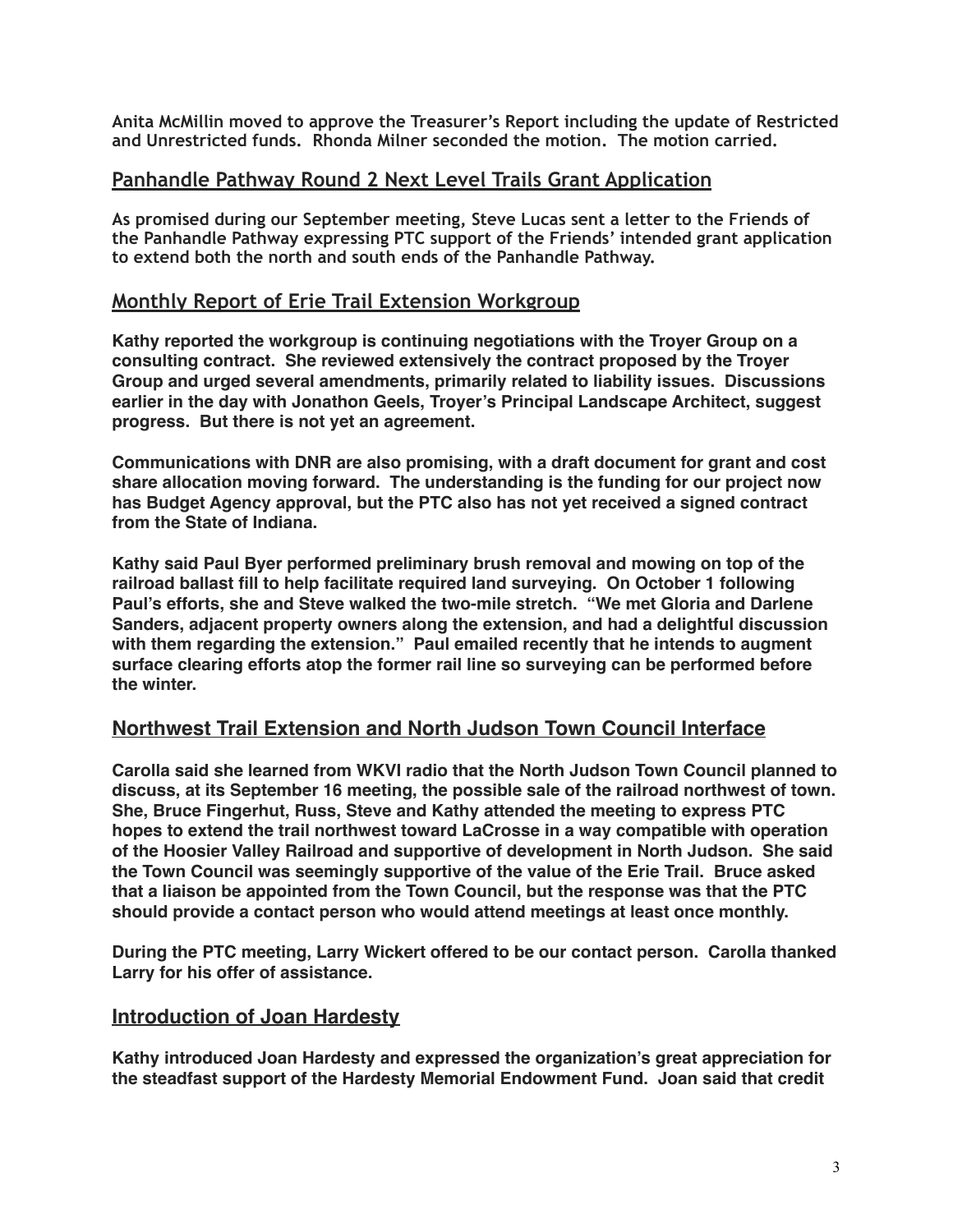**Anita McMillin moved to approve the Treasurer's Report including the update of Restricted and Unrestricted funds. Rhonda Milner seconded the motion. The motion carried.**

## Panhandle Pathway Round 2 Next Level Trails Grant Application

**As promised during our September meeting, Steve Lucas sent a letter to the Friends of the Panhandle Pathway expressing PTC support of the Friends' intended grant application to extend both the north and south ends of the Panhandle Pathway.**

## Monthly Report of Erie Trail Extension Workgroup

**Kathy reported the workgroup is continuing negotiations with the Troyer Group on a consulting contract. She reviewed extensively the contract proposed by the Troyer Group and urged several amendments, primarily related to liability issues. Discussions earlier in the day with Jonathon Geels, Troyer's Principal Landscape Architect, suggest progress. But there is not yet an agreement.**

**Communications with DNR are also promising, with a draft document for grant and cost share allocation moving forward. The understanding is the funding for our project now has Budget Agency approval, but the PTC also has not yet received a signed contract from the State of Indiana.**

**Kathy said Paul Byer performed preliminary brush removal and mowing on top of the railroad ballast fill to help facilitate required land surveying. On October 1 following Paul's efforts, she and Steve walked the two-mile stretch. "We met Gloria and Darlene Sanders, adjacent property owners along the extension, and had a delightful discussion with them regarding the extension." Paul emailed recently that he intends to augment surface clearing efforts atop the former rail line so surveying can be performed before the winter.**

## Northwest Trail Extension and North Judson Town Council Interface

**Carolla said she learned from WKVI radio that the North Judson Town Council planned to discuss, at its September 16 meeting, the possible sale of the railroad northwest of town. She, Bruce Fingerhut, Russ, Steve and Kathy attended the meeting to express PTC hopes to extend the trail northwest toward LaCrosse in a way compatible with operation of the Hoosier Valley Railroad and supportive of development in North Judson. She said the Town Council was seemingly supportive of the value of the Erie Trail. Bruce asked that a liaison be appointed from the Town Council, but the response was that the PTC should provide a contact person who would attend meetings at least once monthly.**

**During the PTC meeting, Larry Wickert offered to be our contact person. Carolla thanked Larry for his offer of assistance.**

## Introduction of Joan Hardesty

**Kathy introduced Joan Hardesty and expressed the organization's great appreciation for the steadfast support of the Hardesty Memorial Endowment Fund. Joan said that credit**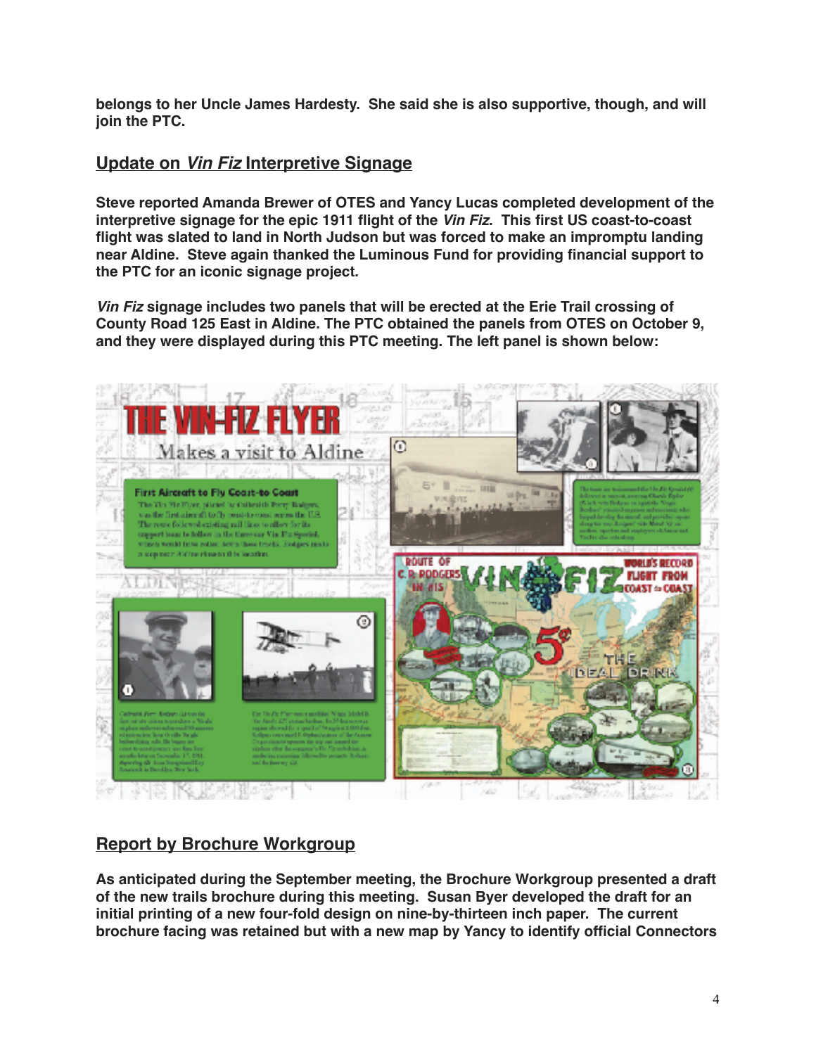**belongs to her Uncle James Hardesty. She said she is also supportive, though, and will join the PTC.**

## Update on *Vin Fiz* Interpretive Signage

**Steve reported Amanda Brewer of OTES and Yancy Lucas completed development of the interpretive signage for the epic 1911 flight of the *Vin Fiz*. This first US coast-to-coast flight was slated to land in North Judson but was forced to make an impromptu landing near Aldine. Steve again thanked the Luminous Fund for providing financial support to the PTC for an iconic signage project.**

***Vin Fiz* signage includes two panels that will be erected at the Erie Trail crossing of County Road 125 East in Aldine. The PTC obtained the panels from OTES on October 9, and they were displayed during this PTC meeting. The left panel is shown below:**

## Report by Brochure Workgroup

**As anticipated during the September meeting, the Brochure Workgroup presented a draft of the new trails brochure during this meeting. Susan Byer developed the draft for an initial printing of a new four-fold design on nine-by-thirteen inch paper. The current brochure facing was retained but with a new map by Yancy to identify official Connectors**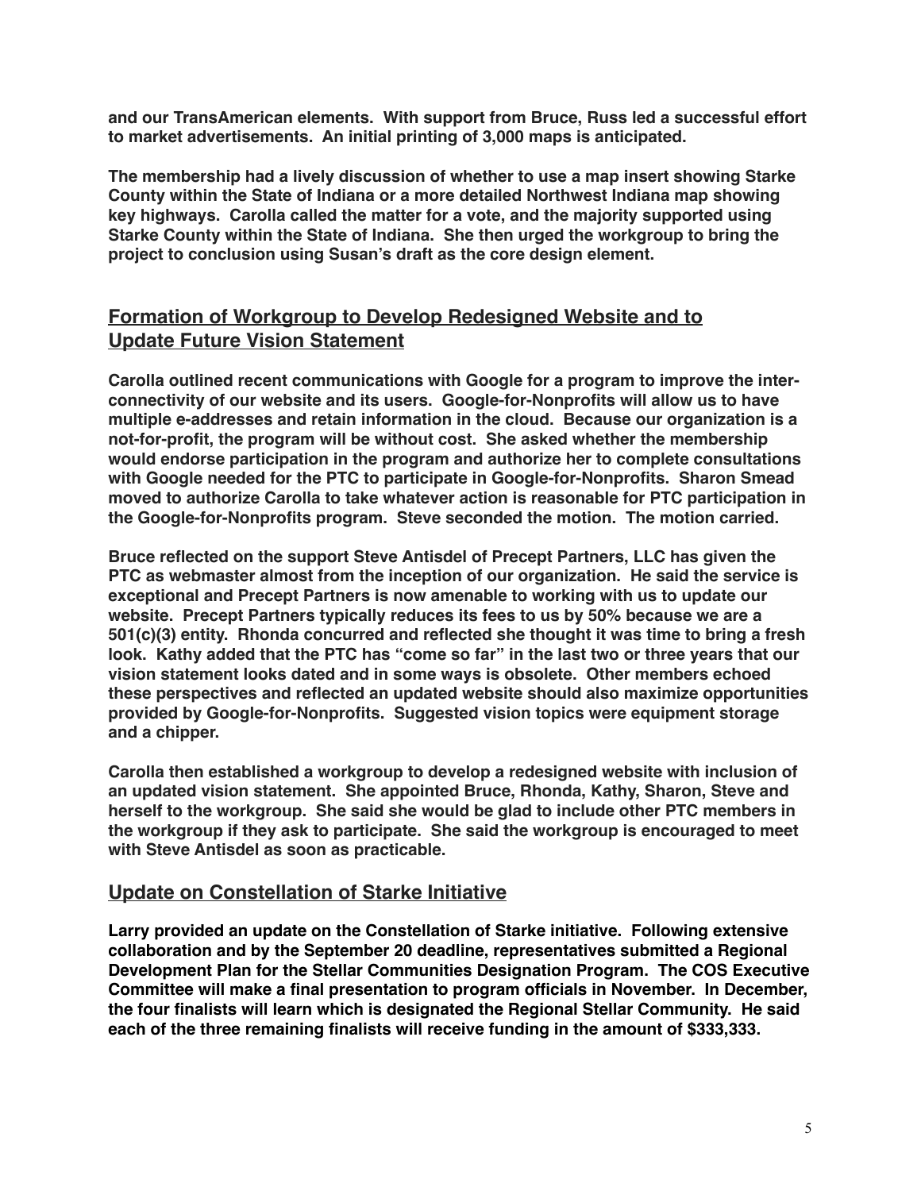**and our TransAmerican elements. With support from Bruce, Russ led a successful effort to market advertisements. An initial printing of 3,000 maps is anticipated.**

**The membership had a lively discussion of whether to use a map insert showing Starke County within the State of Indiana or a more detailed Northwest Indiana map showing key highways. Carolla called the matter for a vote, and the majority supported using Starke County within the State of Indiana. She then urged the workgroup to bring the project to conclusion using Susan's draft as the core design element.**

## Formation of Workgroup to Develop Redesigned Website and to Update Future Vision Statement

**Carolla outlined recent communications with Google for a program to improve the inter-connectivity of our website and its users. Google-for-Nonprofits will allow us to have multiple e-addresses and retain information in the cloud. Because our organization is a not-for-profit, the program will be without cost. She asked whether the membership would endorse participation in the program and authorize her to complete consultations with Google needed for the PTC to participate in Google-for-Nonprofits. Sharon Smead moved to authorize Carolla to take whatever action is reasonable for PTC participation in the Google-for-Nonprofits program. Steve seconded the motion. The motion carried.**

**Bruce reflected on the support Steve Antisdel of Precept Partners, LLC has given the PTC as webmaster almost from the inception of our organization. He said the service is exceptional and Precept Partners is now amenable to working with us to update our website. Precept Partners typically reduces its fees to us by 50% because we are a 501(c)(3) entity. Rhonda concurred and reflected she thought it was time to bring a fresh look. Kathy added that the PTC has "come so far" in the last two or three years that our vision statement looks dated and in some ways is obsolete. Other members echoed these perspectives and reflected an updated website should also maximize opportunities provided by Google-for-Nonprofits. Suggested vision topics were equipment storage and a chipper.**

**Carolla then established a workgroup to develop a redesigned website with inclusion of an updated vision statement. She appointed Bruce, Rhonda, Kathy, Sharon, Steve and herself to the workgroup. She said she would be glad to include other PTC members in the workgroup if they ask to participate. She said the workgroup is encouraged to meet with Steve Antisdel as soon as practicable.**

## Update on Constellation of Starke Initiative

**Larry provided an update on the Constellation of Starke initiative. Following extensive collaboration and by the September 20 deadline, representatives submitted a Regional Development Plan for the Stellar Communities Designation Program. The COS Executive Committee will make a final presentation to program officials in November. In December, the four finalists will learn which is designated the Regional Stellar Community. He said each of the three remaining finalists will receive funding in the amount of $333,333.**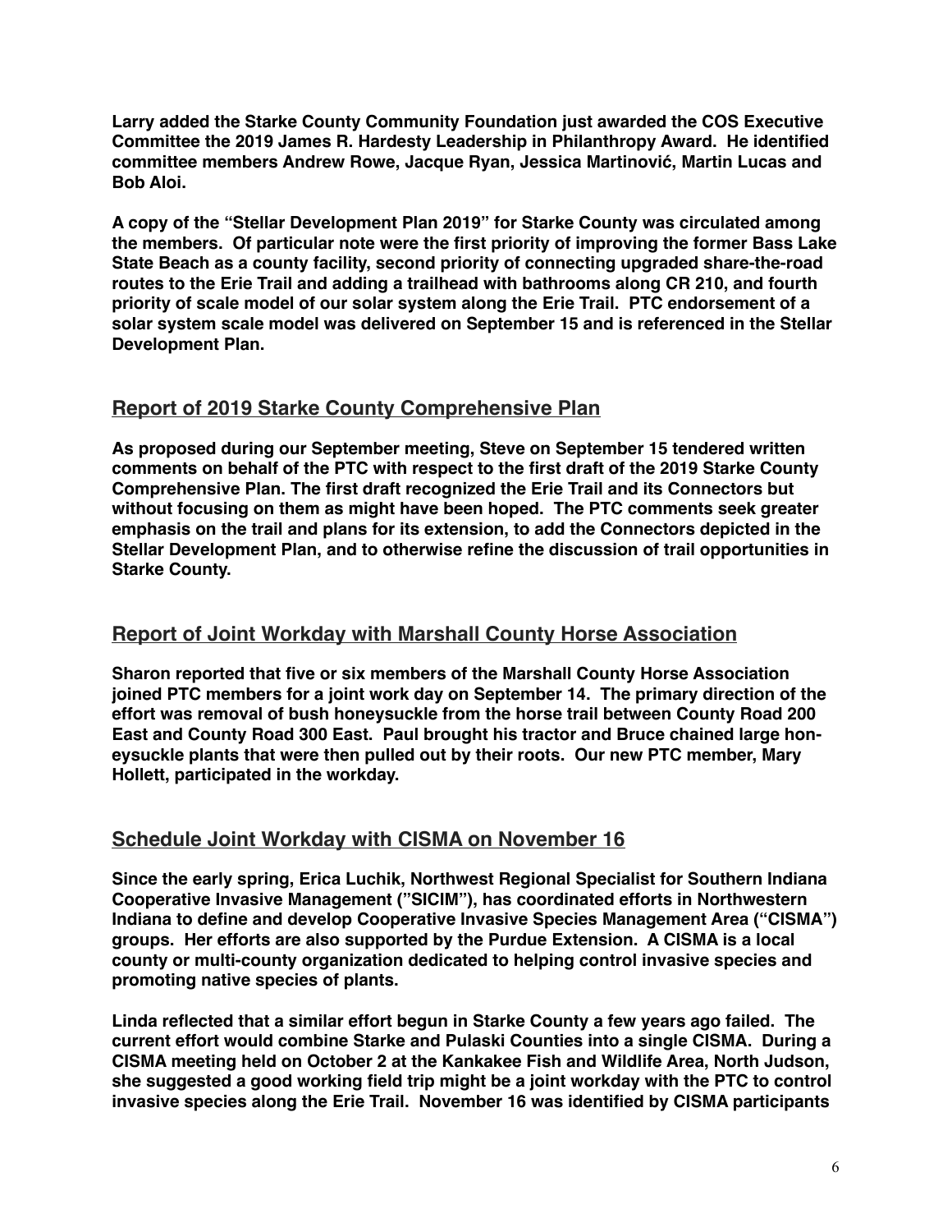**Larry added the Starke County Community Foundation just awarded the COS Executive Committee the 2019 James R. Hardesty Leadership in Philanthropy Award. He identified committee members Andrew Rowe, Jacque Ryan, Jessica Martinović, Martin Lucas and Bob Aloi.**

**A copy of the "Stellar Development Plan 2019" for Starke County was circulated among the members. Of particular note were the first priority of improving the former Bass Lake State Beach as a county facility, second priority of connecting upgraded share-the-road routes to the Erie Trail and adding a trailhead with bathrooms along CR 210, and fourth priority of scale model of our solar system along the Erie Trail. PTC endorsement of a solar system scale model was delivered on September 15 and is referenced in the Stellar Development Plan.**

## Report of 2019 Starke County Comprehensive Plan

**As proposed during our September meeting, Steve on September 15 tendered written comments on behalf of the PTC with respect to the first draft of the 2019 Starke County Comprehensive Plan. The first draft recognized the Erie Trail and its Connectors but without focusing on them as might have been hoped. The PTC comments seek greater emphasis on the trail and plans for its extension, to add the Connectors depicted in the Stellar Development Plan, and to otherwise refine the discussion of trail opportunities in Starke County.**

## Report of Joint Workday with Marshall County Horse Association

**Sharon reported that five or six members of the Marshall County Horse Association joined PTC members for a joint work day on September 14. The primary direction of the effort was removal of bush honeysuckle from the horse trail between County Road 200 East and County Road 300 East. Paul brought his tractor and Bruce chained large honeysuckle plants that were then pulled out by their roots. Our new PTC member, Mary Hollett, participated in the workday.**

## Schedule Joint Workday with CISMA on November 16

**Since the early spring, Erica Luchik, Northwest Regional Specialist for Southern Indiana Cooperative Invasive Management ("SICIM"), has coordinated efforts in Northwestern Indiana to define and develop Cooperative Invasive Species Management Area ("CISMA") groups. Her efforts are also supported by the Purdue Extension. A CISMA is a local county or multi-county organization dedicated to helping control invasive species and promoting native species of plants.**

**Linda reflected that a similar effort begun in Starke County a few years ago failed. The current effort would combine Starke and Pulaski Counties into a single CISMA. During a CISMA meeting held on October 2 at the Kankakee Fish and Wildlife Area, North Judson, she suggested a good working field trip might be a joint workday with the PTC to control invasive species along the Erie Trail. November 16 was identified by CISMA participants**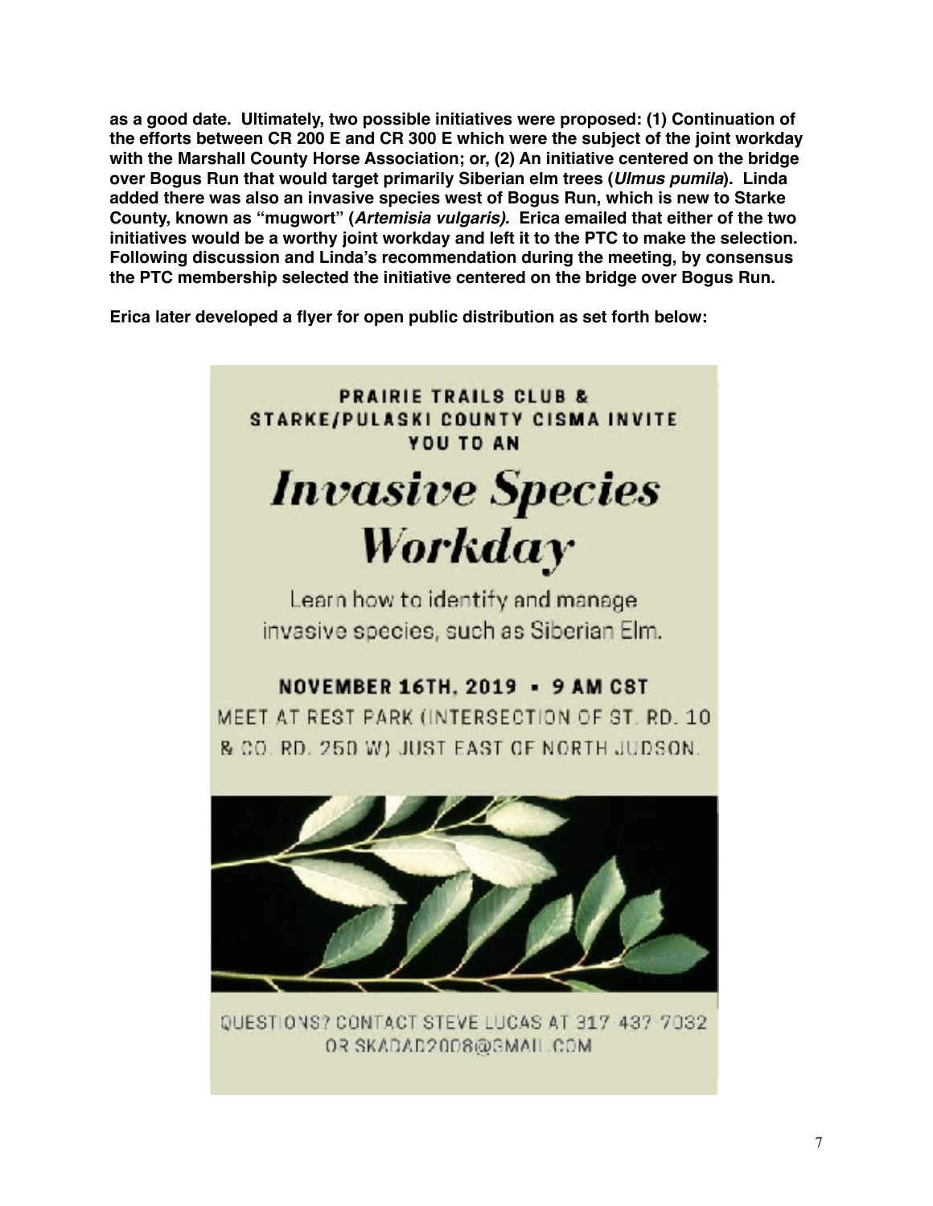**as a good date. Ultimately, two possible initiatives were proposed: (1) Continuation of the efforts between CR 200 E and CR 300 E which were the subject of the joint workday with the Marshall County Horse Association; or, (2) An initiative centered on the bridge over Bogus Run that would target primarily Siberian elm trees (*Ulmus pumila*). Linda added there was also an invasive species west of Bogus Run, which is new to Starke County, known as "mugwort" (*Artemisia vulgaris).* Erica emailed that either of the two initiatives would be a worthy joint workday and left it to the PTC to make the selection. Following discussion and Linda's recommendation during the meeting, by consensus the PTC membership selected the initiative centered on the bridge over Bogus Run.**

**Erica later developed a flyer for open public distribution as set forth below:**

**PRAIRIE TRAILS CLUB & STARKE/PULASKI COUNTY CISMA INVITE YOU TO AN**

# *Invasive Species Workday*

Learn how to identify and manage invasive species, such as Siberian Elm.

**NOVEMBER 16TH, 2019 • 9 AM CST**

MEET AT REST PARK (INTERSECTION OF ST. RD. 10 & CO. RD. 250 W) JUST EAST OF NORTH JUDSON.

QUESTIONS? CONTACT STEVE LUCAS AT 317-437-7032 OR SKADAD2008@GMAIL.COM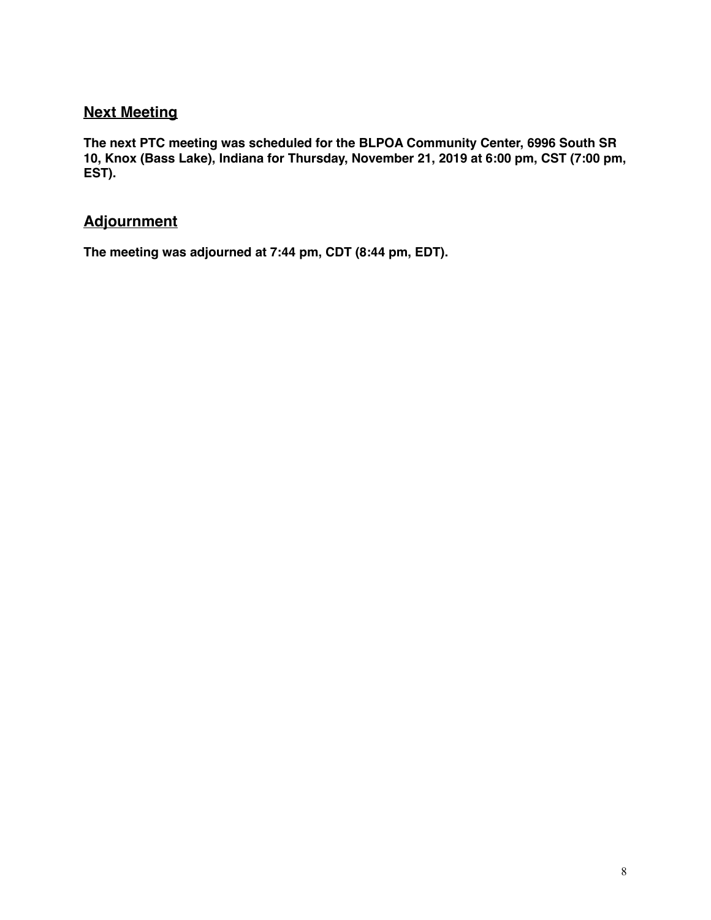## **Next Meeting**

**The next PTC meeting was scheduled for the BLPOA Community Center, 6996 South SR 10, Knox (Bass Lake), Indiana for Thursday, November 21, 2019 at 6:00 pm, CST (7:00 pm, EST).**

## **Adjournment**

**The meeting was adjourned at 7:44 pm, CDT (8:44 pm, EDT).**